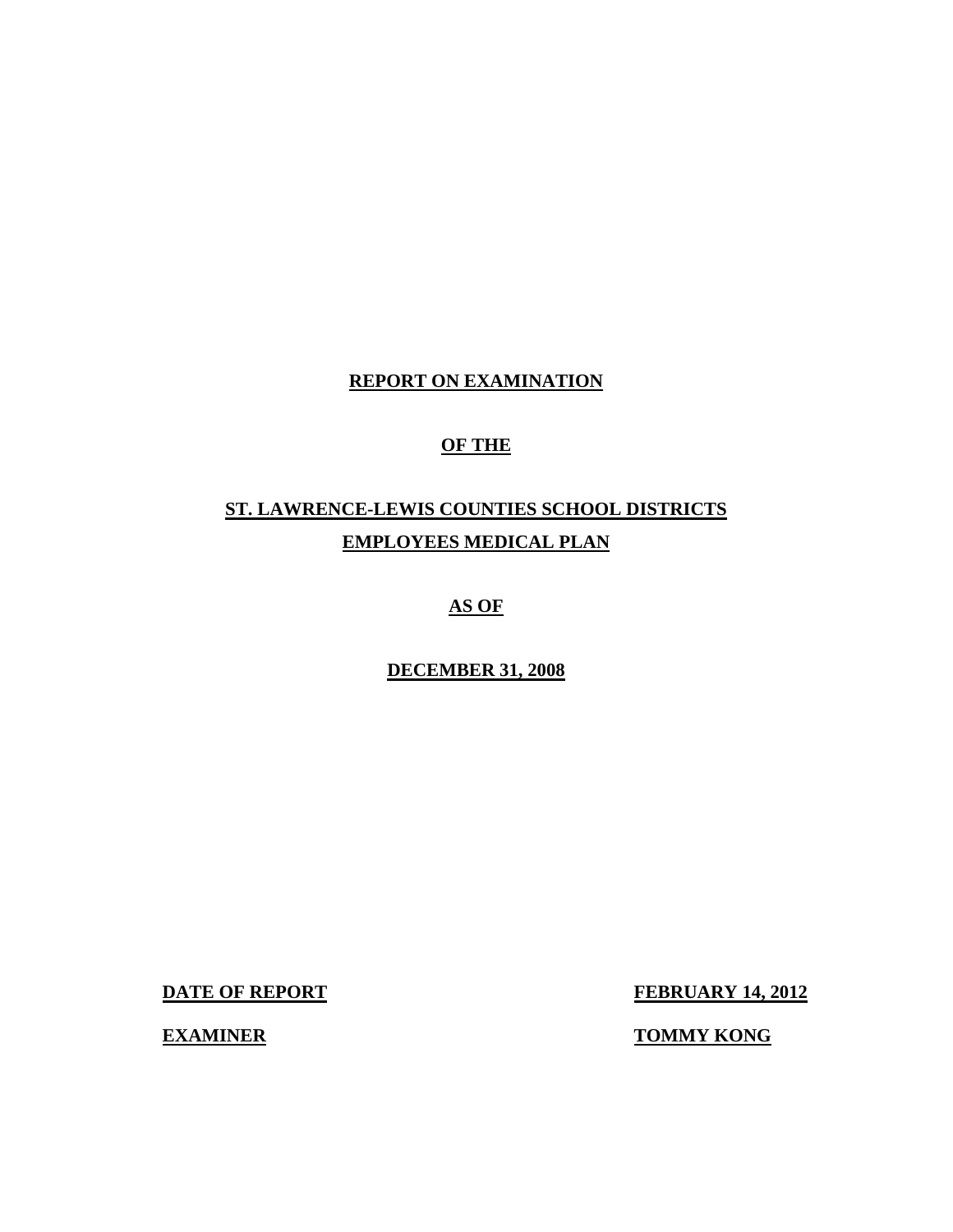# REPORT ON EXAMINATION

## OF THE

## ST. LAWRENCE-LEWIS COUNTIES SCHOOL DISTRICTS EMPLOYEES MEDICAL PLAN

## AS OF

## DECEMBER 31, 2008

**DATE OF REPORT** **FEBRUARY 14, 2012**

**EXAMINER** **TOMMY KONG**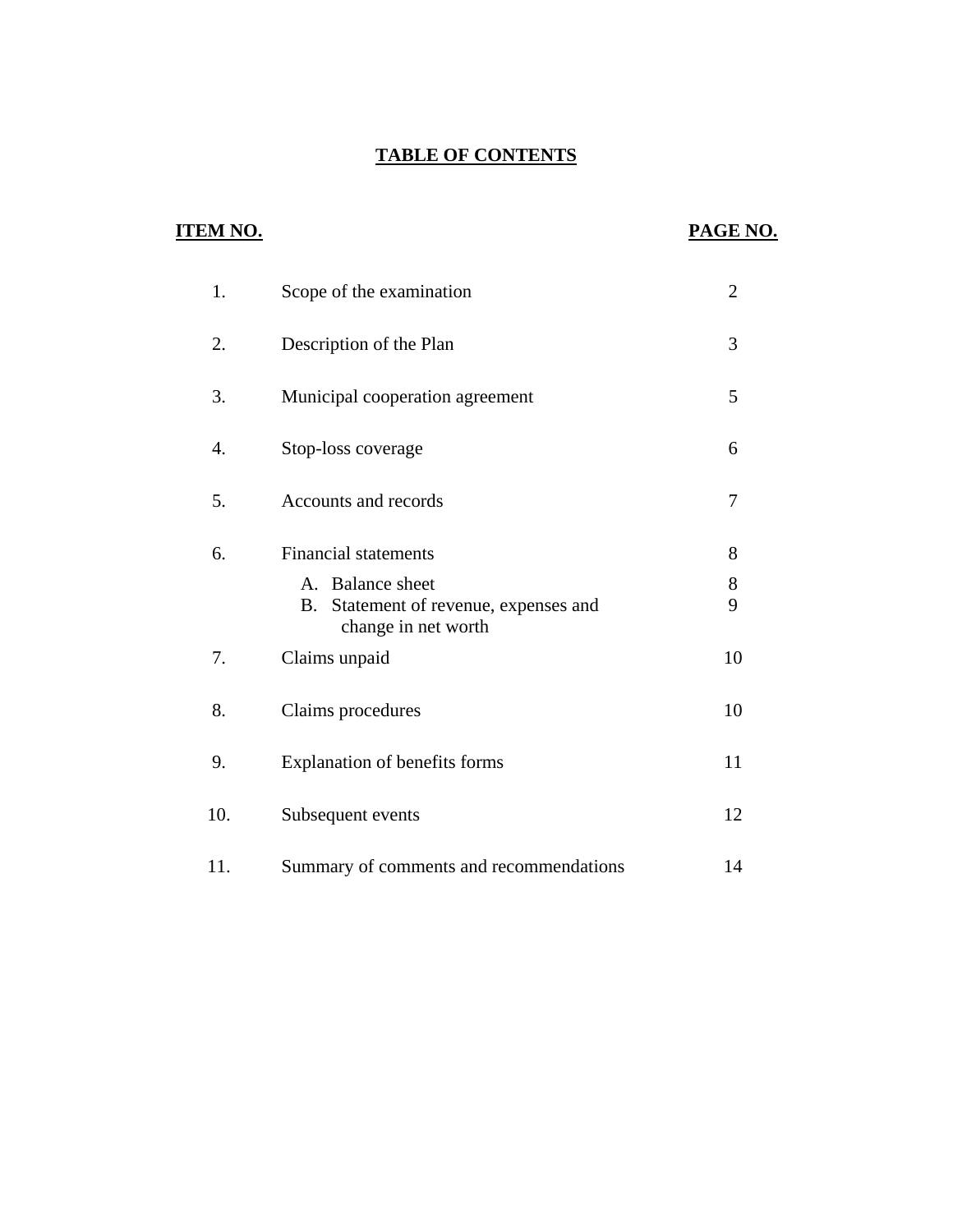# TABLE OF CONTENTS

| ITEM NO. | | PAGE NO. |
|---|---|---|
| 1. | Scope of the examination | 2 |
| 2. | Description of the Plan | 3 |
| 3. | Municipal cooperation agreement | 5 |
| 4. | Stop-loss coverage | 6 |
| 5. | Accounts and records | 7 |
| 6. | Financial statements | 8 |
| | A. Balance sheet | 8 |
| | B. Statement of revenue, expenses and change in net worth | 9 |
| 7. | Claims unpaid | 10 |
| 8. | Claims procedures | 10 |
| 9. | Explanation of benefits forms | 11 |
| 10. | Subsequent events | 12 |
| 11. | Summary of comments and recommendations | 14 |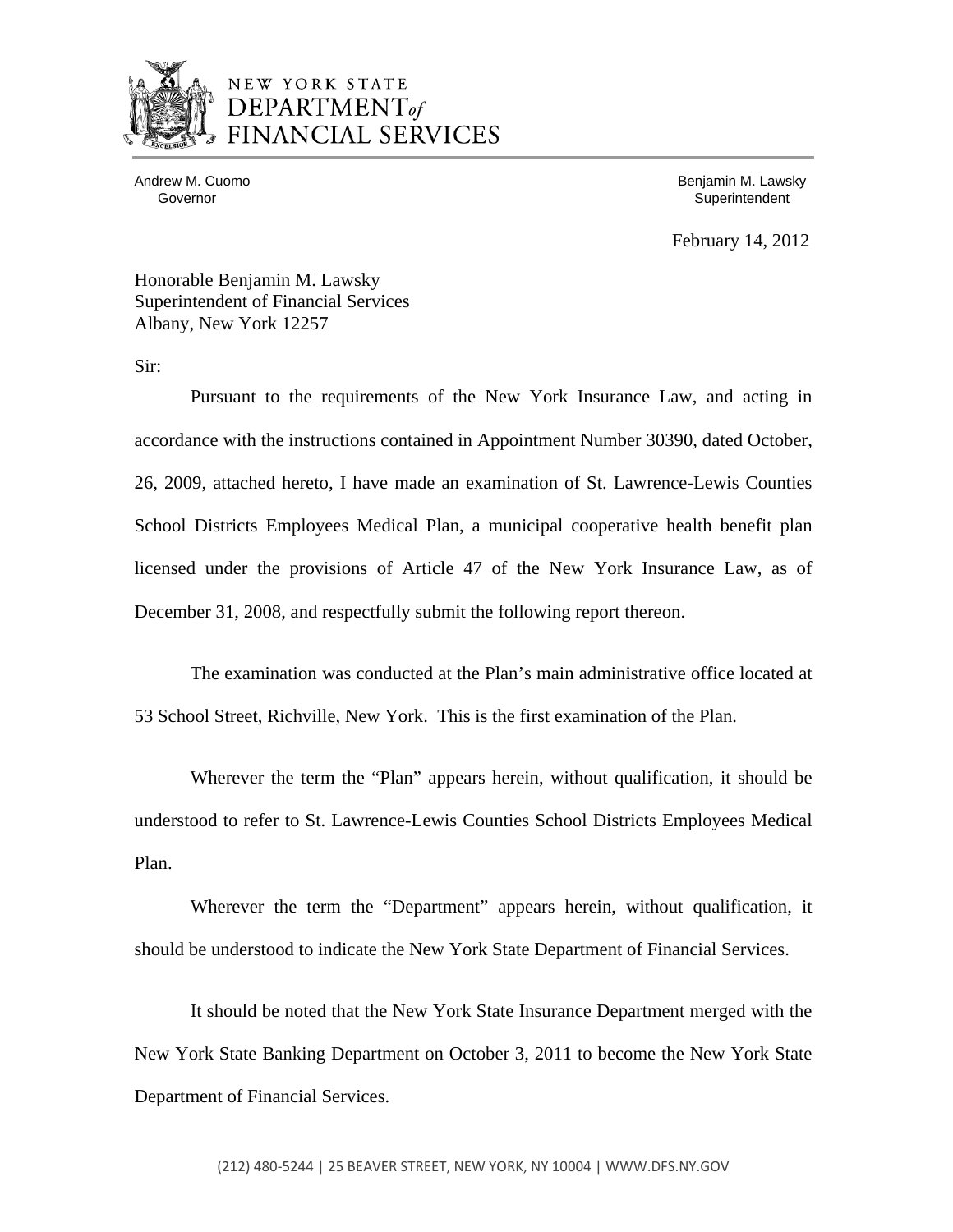NEW YORK STATE
DEPARTMENT *of*
FINANCIAL SERVICES

Andrew M. Cuomo
Governor

Benjamin M. Lawsky
Superintendent

February 14, 2012

Honorable Benjamin M. Lawsky
Superintendent of Financial Services
Albany, New York 12257

Sir:

Pursuant to the requirements of the New York Insurance Law, and acting in accordance with the instructions contained in Appointment Number 30390, dated October, 26, 2009, attached hereto, I have made an examination of St. Lawrence-Lewis Counties School Districts Employees Medical Plan, a municipal cooperative health benefit plan licensed under the provisions of Article 47 of the New York Insurance Law, as of December 31, 2008, and respectfully submit the following report thereon.

The examination was conducted at the Plan's main administrative office located at 53 School Street, Richville, New York. This is the first examination of the Plan.

Wherever the term the "Plan" appears herein, without qualification, it should be understood to refer to St. Lawrence-Lewis Counties School Districts Employees Medical Plan.

Wherever the term the "Department" appears herein, without qualification, it should be understood to indicate the New York State Department of Financial Services.

It should be noted that the New York State Insurance Department merged with the New York State Banking Department on October 3, 2011 to become the New York State Department of Financial Services.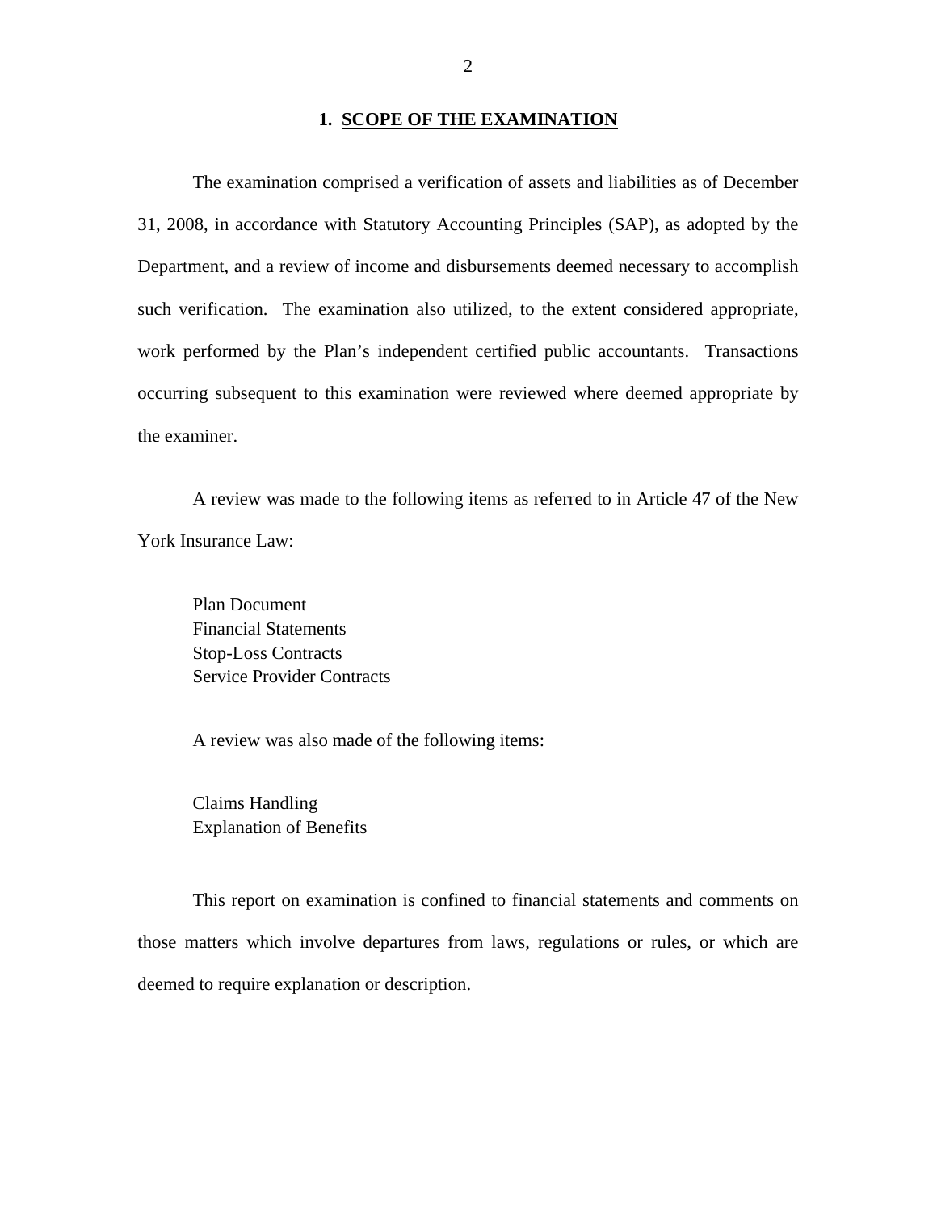## 1. SCOPE OF THE EXAMINATION

The examination comprised a verification of assets and liabilities as of December 31, 2008, in accordance with Statutory Accounting Principles (SAP), as adopted by the Department, and a review of income and disbursements deemed necessary to accomplish such verification. The examination also utilized, to the extent considered appropriate, work performed by the Plan's independent certified public accountants. Transactions occurring subsequent to this examination were reviewed where deemed appropriate by the examiner.

A review was made to the following items as referred to in Article 47 of the New York Insurance Law:

Plan Document
Financial Statements
Stop-Loss Contracts
Service Provider Contracts

A review was also made of the following items:

Claims Handling
Explanation of Benefits

This report on examination is confined to financial statements and comments on those matters which involve departures from laws, regulations or rules, or which are deemed to require explanation or description.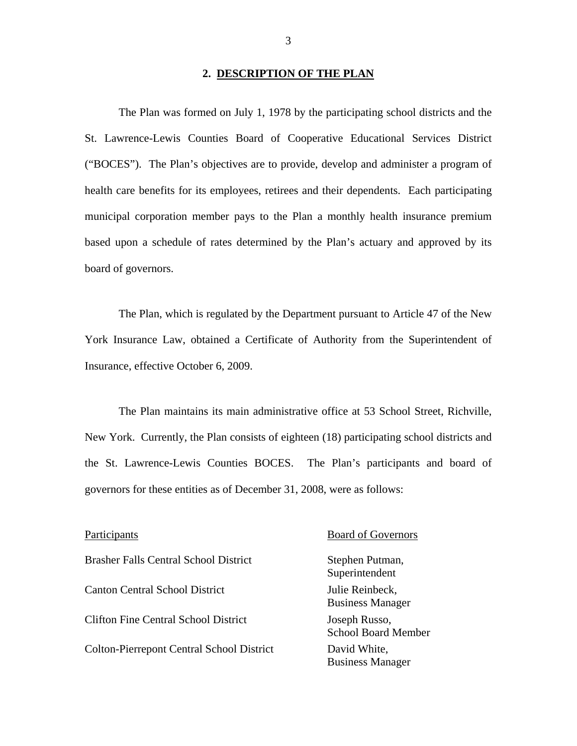## 2. DESCRIPTION OF THE PLAN

The Plan was formed on July 1, 1978 by the participating school districts and the St. Lawrence-Lewis Counties Board of Cooperative Educational Services District ("BOCES"). The Plan's objectives are to provide, develop and administer a program of health care benefits for its employees, retirees and their dependents. Each participating municipal corporation member pays to the Plan a monthly health insurance premium based upon a schedule of rates determined by the Plan's actuary and approved by its board of governors.

The Plan, which is regulated by the Department pursuant to Article 47 of the New York Insurance Law, obtained a Certificate of Authority from the Superintendent of Insurance, effective October 6, 2009.

The Plan maintains its main administrative office at 53 School Street, Richville, New York. Currently, the Plan consists of eighteen (18) participating school districts and the St. Lawrence-Lewis Counties BOCES. The Plan's participants and board of governors for these entities as of December 31, 2008, were as follows:

| Participants | Board of Governors |
|---|---|
| Brasher Falls Central School District | Stephen Putman, Superintendent |
| Canton Central School District | Julie Reinbeck, Business Manager |
| Clifton Fine Central School District | Joseph Russo, School Board Member |
| Colton-Pierrepont Central School District | David White, Business Manager |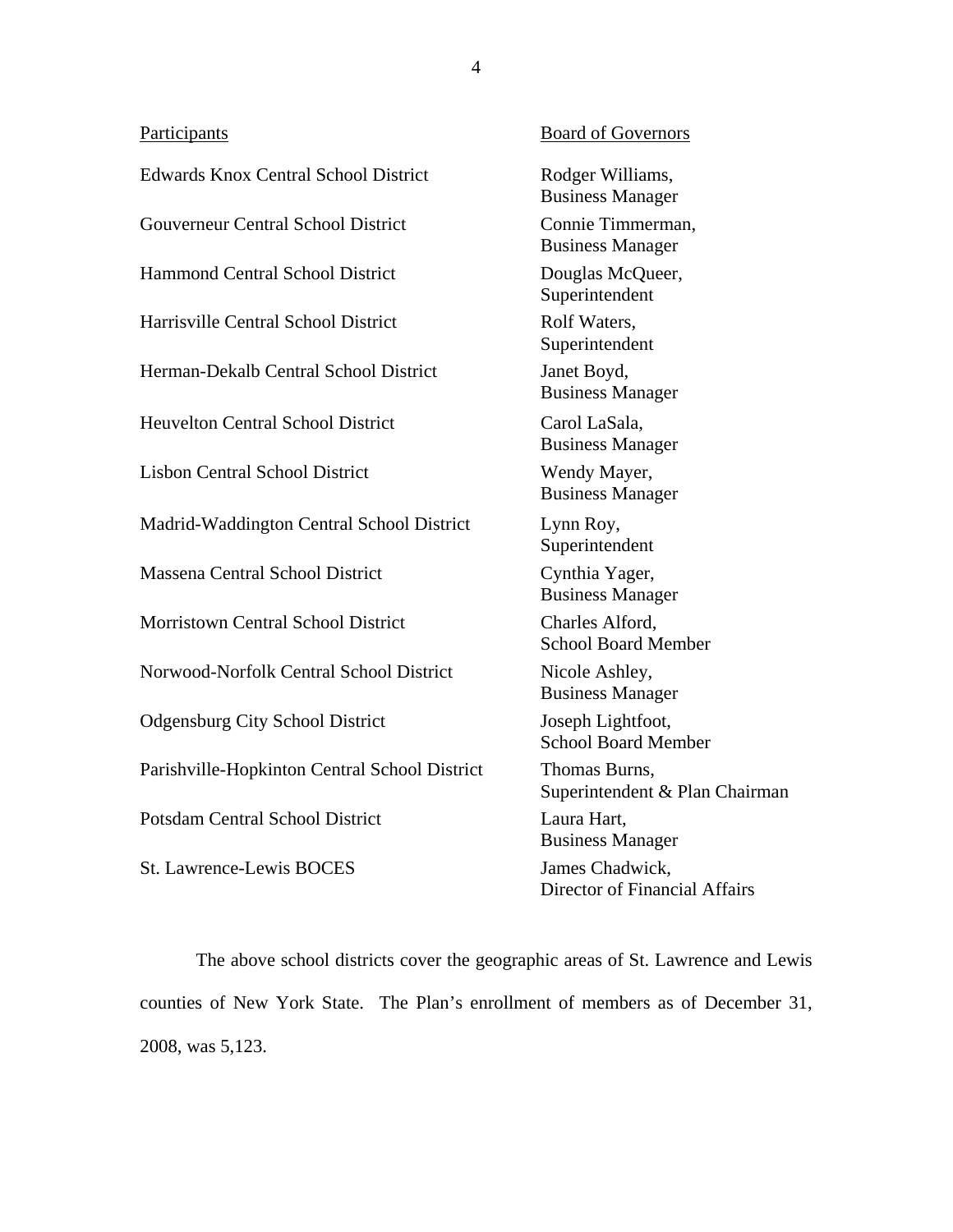| Participants | Board of Governors |
|---|---|
| Edwards Knox Central School District | Rodger Williams, Business Manager |
| Gouverneur Central School District | Connie Timmerman, Business Manager |
| Hammond Central School District | Douglas McQueer, Superintendent |
| Harrisville Central School District | Rolf Waters, Superintendent |
| Herman-Dekalb Central School District | Janet Boyd, Business Manager |
| Heuvelton Central School District | Carol LaSala, Business Manager |
| Lisbon Central School District | Wendy Mayer, Business Manager |
| Madrid-Waddington Central School District | Lynn Roy, Superintendent |
| Massena Central School District | Cynthia Yager, Business Manager |
| Morristown Central School District | Charles Alford, School Board Member |
| Norwood-Norfolk Central School District | Nicole Ashley, Business Manager |
| Odgensburg City School District | Joseph Lightfoot, School Board Member |
| Parishville-Hopkinton Central School District | Thomas Burns, Superintendent & Plan Chairman |
| Potsdam Central School District | Laura Hart, Business Manager |
| St. Lawrence-Lewis BOCES | James Chadwick, Director of Financial Affairs |

The above school districts cover the geographic areas of St. Lawrence and Lewis counties of New York State. The Plan's enrollment of members as of December 31, 2008, was 5,123.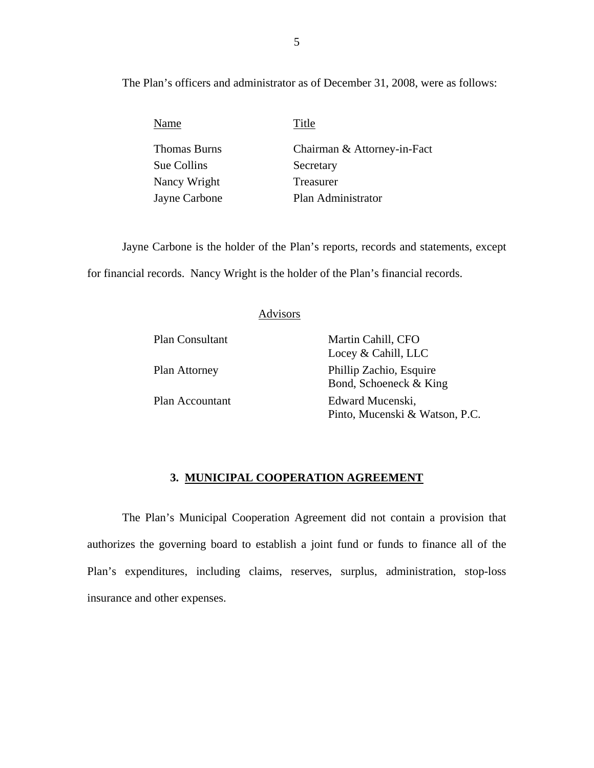The Plan's officers and administrator as of December 31, 2008, were as follows:

| Name | Title |
| --- | --- |
| Thomas Burns | Chairman & Attorney-in-Fact |
| Sue Collins | Secretary |
| Nancy Wright | Treasurer |
| Jayne Carbone | Plan Administrator |

Jayne Carbone is the holder of the Plan's reports, records and statements, except for financial records. Nancy Wright is the holder of the Plan's financial records.

Advisors

| | |
| --- | --- |
| Plan Consultant | Martin Cahill, CFO<br>Locey & Cahill, LLC |
| Plan Attorney | Phillip Zachio, Esquire<br>Bond, Schoeneck & King |
| Plan Accountant | Edward Mucenski,<br>Pinto, Mucenski & Watson, P.C. |

## 3. MUNICIPAL COOPERATION AGREEMENT

The Plan's Municipal Cooperation Agreement did not contain a provision that authorizes the governing board to establish a joint fund or funds to finance all of the Plan's expenditures, including claims, reserves, surplus, administration, stop-loss insurance and other expenses.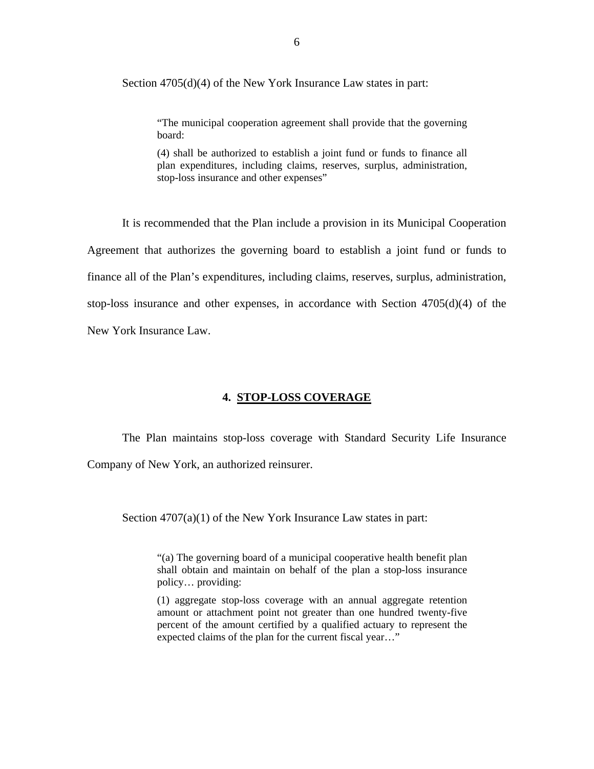Section 4705(d)(4) of the New York Insurance Law states in part:

> "The municipal cooperation agreement shall provide that the governing board:
>
> (4) shall be authorized to establish a joint fund or funds to finance all plan expenditures, including claims, reserves, surplus, administration, stop-loss insurance and other expenses"

It is recommended that the Plan include a provision in its Municipal Cooperation Agreement that authorizes the governing board to establish a joint fund or funds to finance all of the Plan's expenditures, including claims, reserves, surplus, administration, stop-loss insurance and other expenses, in accordance with Section 4705(d)(4) of the New York Insurance Law.

## 4. STOP-LOSS COVERAGE

The Plan maintains stop-loss coverage with Standard Security Life Insurance Company of New York, an authorized reinsurer.

Section 4707(a)(1) of the New York Insurance Law states in part:

> "(a) The governing board of a municipal cooperative health benefit plan shall obtain and maintain on behalf of the plan a stop-loss insurance policy… providing:
>
> (1) aggregate stop-loss coverage with an annual aggregate retention amount or attachment point not greater than one hundred twenty-five percent of the amount certified by a qualified actuary to represent the expected claims of the plan for the current fiscal year…"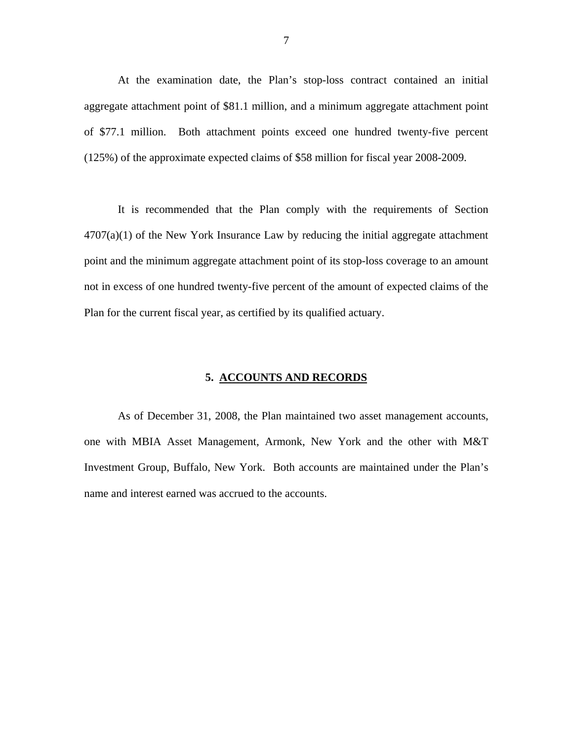At the examination date, the Plan's stop-loss contract contained an initial aggregate attachment point of $81.1 million, and a minimum aggregate attachment point of $77.1 million. Both attachment points exceed one hundred twenty-five percent (125%) of the approximate expected claims of $58 million for fiscal year 2008-2009.

It is recommended that the Plan comply with the requirements of Section 4707(a)(1) of the New York Insurance Law by reducing the initial aggregate attachment point and the minimum aggregate attachment point of its stop-loss coverage to an amount not in excess of one hundred twenty-five percent of the amount of expected claims of the Plan for the current fiscal year, as certified by its qualified actuary.

## 5. ACCOUNTS AND RECORDS

As of December 31, 2008, the Plan maintained two asset management accounts, one with MBIA Asset Management, Armonk, New York and the other with M&T Investment Group, Buffalo, New York. Both accounts are maintained under the Plan's name and interest earned was accrued to the accounts.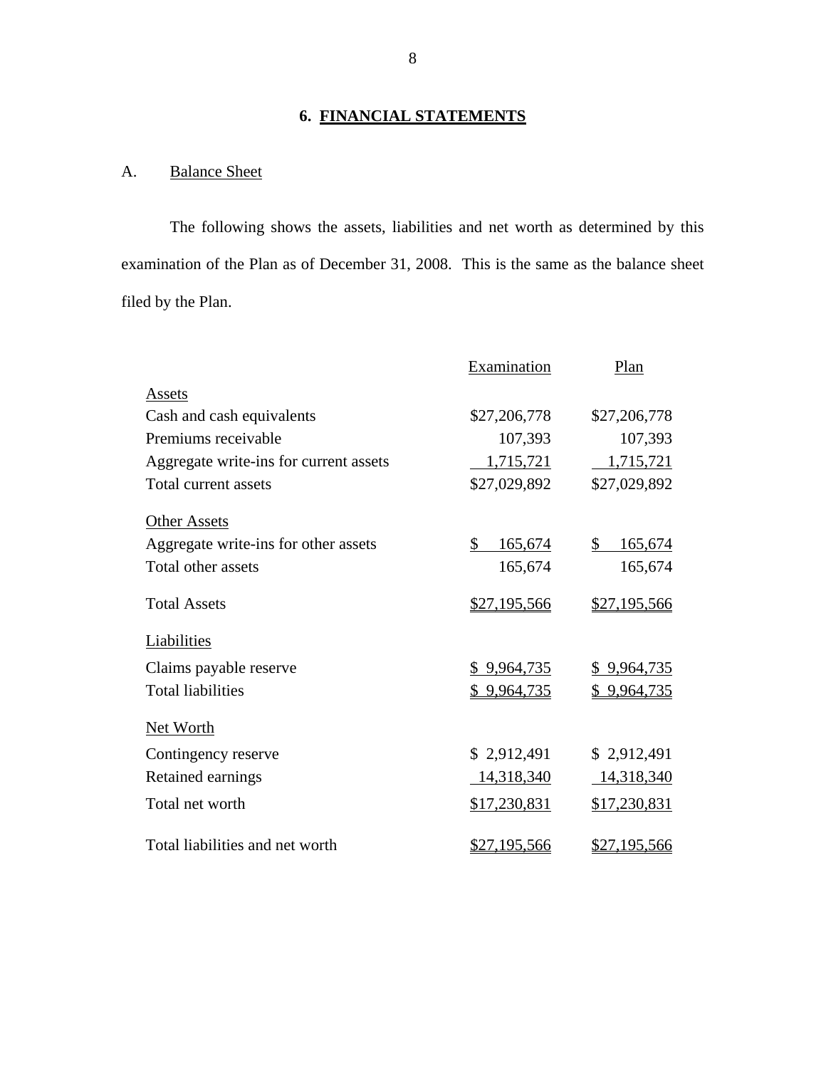## 6. FINANCIAL STATEMENTS

### A. Balance Sheet

The following shows the assets, liabilities and net worth as determined by this examination of the Plan as of December 31, 2008. This is the same as the balance sheet filed by the Plan.

| | Examination | Plan |
|---|---|---|
| **Assets** | | |
| Cash and cash equivalents | $27,206,778 | $27,206,778 |
| Premiums receivable | 107,393 | 107,393 |
| Aggregate write-ins for current assets | 1,715,721 | 1,715,721 |
| Total current assets | $27,029,892 | $27,029,892 |
| **Other Assets** | | |
| Aggregate write-ins for other assets | $ 165,674 | $ 165,674 |
| Total other assets | 165,674 | 165,674 |
| Total Assets | $27,195,566 | $27,195,566 |
| **Liabilities** | | |
| Claims payable reserve | $ 9,964,735 | $ 9,964,735 |
| Total liabilities | $ 9,964,735 | $ 9,964,735 |
| **Net Worth** | | |
| Contingency reserve | $ 2,912,491 | $ 2,912,491 |
| Retained earnings | 14,318,340 | 14,318,340 |
| Total net worth | $17,230,831 | $17,230,831 |
| Total liabilities and net worth | $27,195,566 | $27,195,566 |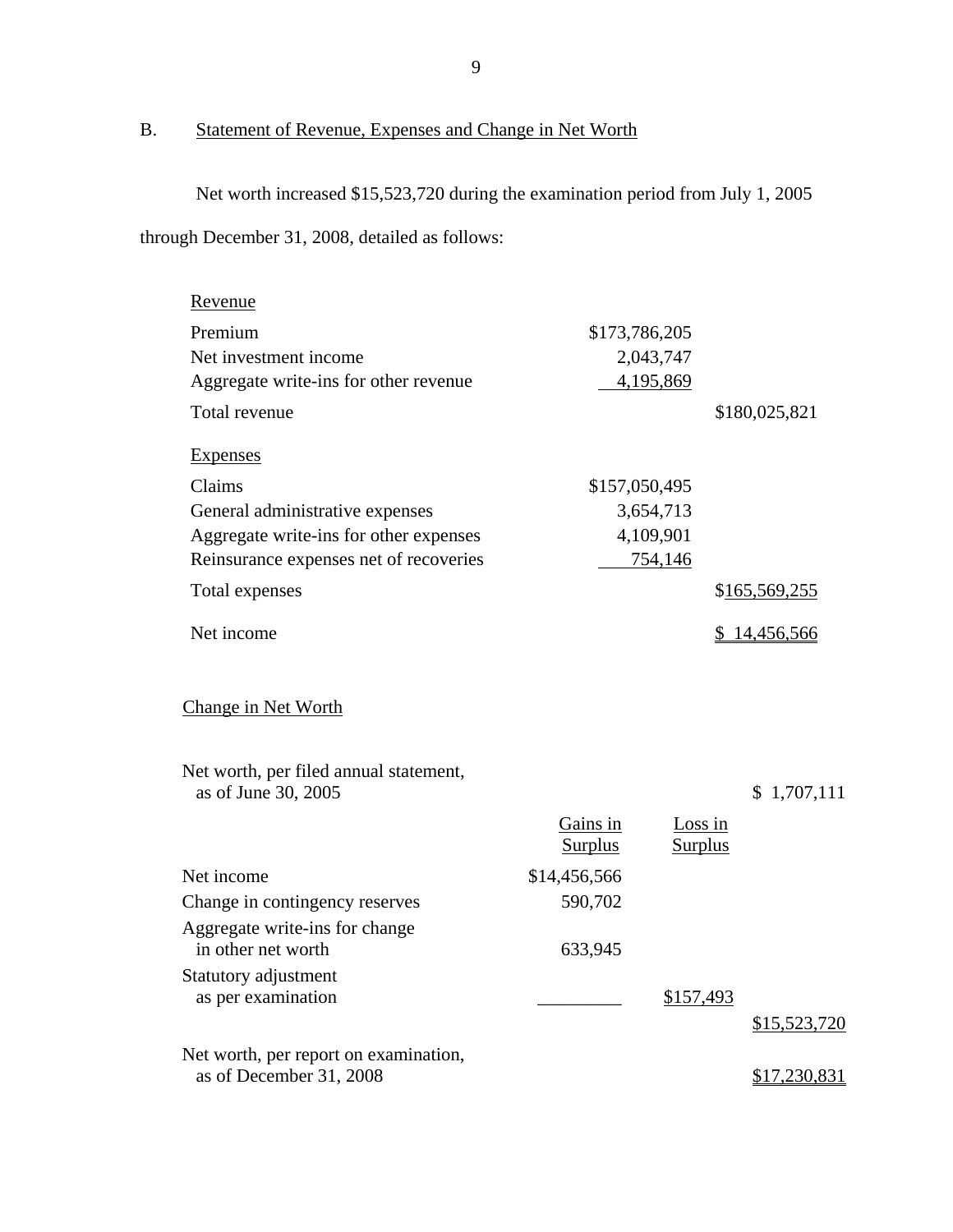## B. Statement of Revenue, Expenses and Change in Net Worth

Net worth increased $15,523,720 during the examination period from July 1, 2005 through December 31, 2008, detailed as follows:

| | | |
|---|---|---|
| Revenue | | |
| Premium | $173,786,205 | |
| Net investment income | 2,043,747 | |
| Aggregate write-ins for other revenue | 4,195,869 | |
| Total revenue | | $180,025,821 |
| Expenses | | |
| Claims | $157,050,495 | |
| General administrative expenses | 3,654,713 | |
| Aggregate write-ins for other expenses | 4,109,901 | |
| Reinsurance expenses net of recoveries | 754,146 | |
| Total expenses | | $165,569,255 |
| Net income | | $ 14,456,566 |

### Change in Net Worth

| | Gains in Surplus | Loss in Surplus | |
|---|---|---|---|
| Net worth, per filed annual statement, as of June 30, 2005 | | | $ 1,707,111 |
| Net income | $14,456,566 | | |
| Change in contingency reserves | 590,702 | | |
| Aggregate write-ins for change in other net worth | 633,945 | | |
| Statutory adjustment as per examination | | $157,493 | |
| | | | $15,523,720 |
| Net worth, per report on examination, as of December 31, 2008 | | | $17,230,831 |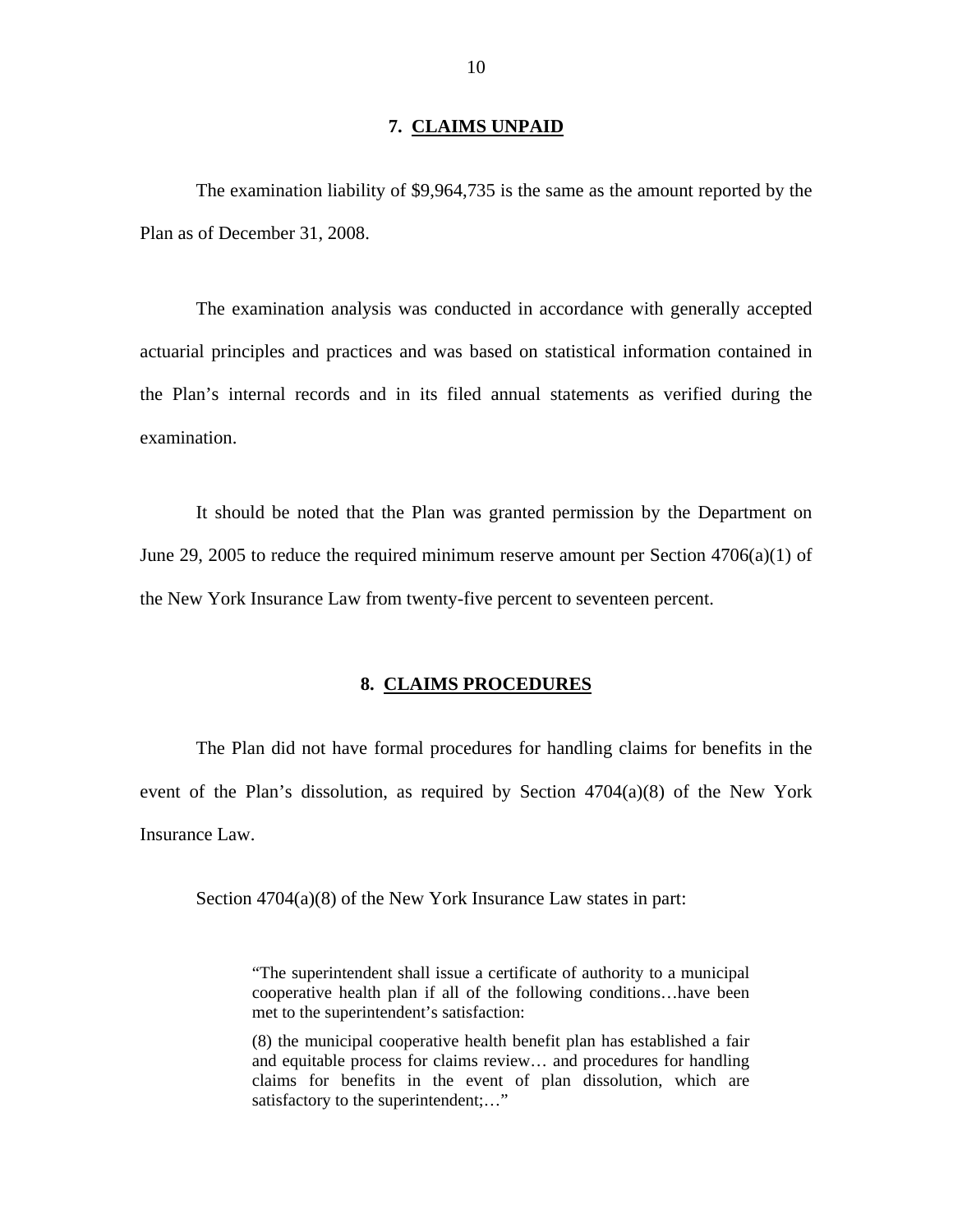## 7. CLAIMS UNPAID

The examination liability of $9,964,735 is the same as the amount reported by the Plan as of December 31, 2008.

The examination analysis was conducted in accordance with generally accepted actuarial principles and practices and was based on statistical information contained in the Plan's internal records and in its filed annual statements as verified during the examination.

It should be noted that the Plan was granted permission by the Department on June 29, 2005 to reduce the required minimum reserve amount per Section 4706(a)(1) of the New York Insurance Law from twenty-five percent to seventeen percent.

## 8. CLAIMS PROCEDURES

The Plan did not have formal procedures for handling claims for benefits in the event of the Plan's dissolution, as required by Section 4704(a)(8) of the New York Insurance Law.

Section 4704(a)(8) of the New York Insurance Law states in part:

> "The superintendent shall issue a certificate of authority to a municipal cooperative health plan if all of the following conditions…have been met to the superintendent's satisfaction:
>
> (8) the municipal cooperative health benefit plan has established a fair and equitable process for claims review… and procedures for handling claims for benefits in the event of plan dissolution, which are satisfactory to the superintendent;…"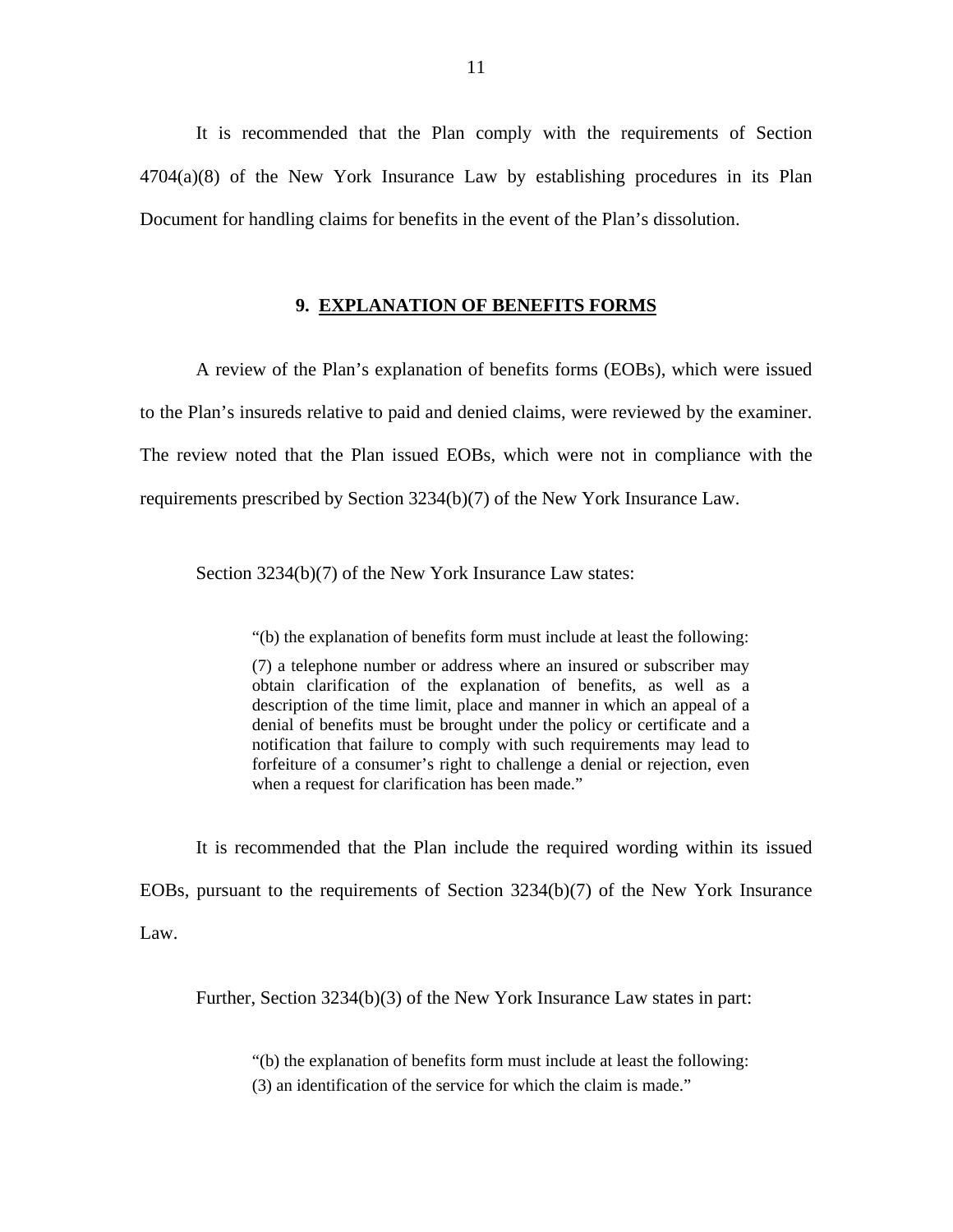It is recommended that the Plan comply with the requirements of Section 4704(a)(8) of the New York Insurance Law by establishing procedures in its Plan Document for handling claims for benefits in the event of the Plan's dissolution.

## 9. EXPLANATION OF BENEFITS FORMS

A review of the Plan's explanation of benefits forms (EOBs), which were issued to the Plan's insureds relative to paid and denied claims, were reviewed by the examiner. The review noted that the Plan issued EOBs, which were not in compliance with the requirements prescribed by Section 3234(b)(7) of the New York Insurance Law.

Section 3234(b)(7) of the New York Insurance Law states:

> "(b) the explanation of benefits form must include at least the following:
>
> (7) a telephone number or address where an insured or subscriber may obtain clarification of the explanation of benefits, as well as a description of the time limit, place and manner in which an appeal of a denial of benefits must be brought under the policy or certificate and a notification that failure to comply with such requirements may lead to forfeiture of a consumer's right to challenge a denial or rejection, even when a request for clarification has been made."

It is recommended that the Plan include the required wording within its issued EOBs, pursuant to the requirements of Section 3234(b)(7) of the New York Insurance Law.

Further, Section 3234(b)(3) of the New York Insurance Law states in part:

> "(b) the explanation of benefits form must include at least the following:
>
> (3) an identification of the service for which the claim is made."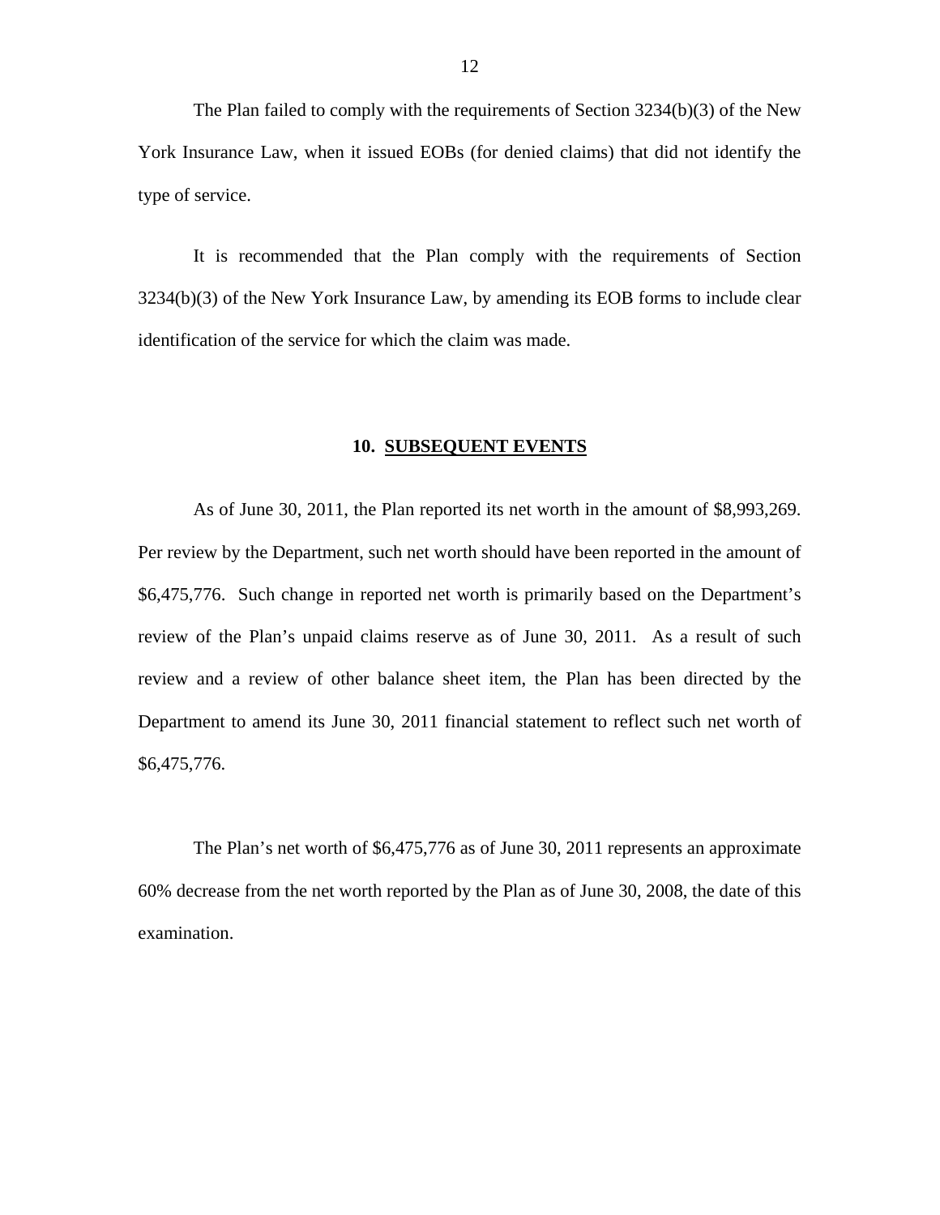The Plan failed to comply with the requirements of Section 3234(b)(3) of the New York Insurance Law, when it issued EOBs (for denied claims) that did not identify the type of service.

It is recommended that the Plan comply with the requirements of Section 3234(b)(3) of the New York Insurance Law, by amending its EOB forms to include clear identification of the service for which the claim was made.

## 10. SUBSEQUENT EVENTS

As of June 30, 2011, the Plan reported its net worth in the amount of $8,993,269. Per review by the Department, such net worth should have been reported in the amount of $6,475,776. Such change in reported net worth is primarily based on the Department's review of the Plan's unpaid claims reserve as of June 30, 2011. As a result of such review and a review of other balance sheet item, the Plan has been directed by the Department to amend its June 30, 2011 financial statement to reflect such net worth of $6,475,776.

The Plan's net worth of $6,475,776 as of June 30, 2011 represents an approximate 60% decrease from the net worth reported by the Plan as of June 30, 2008, the date of this examination.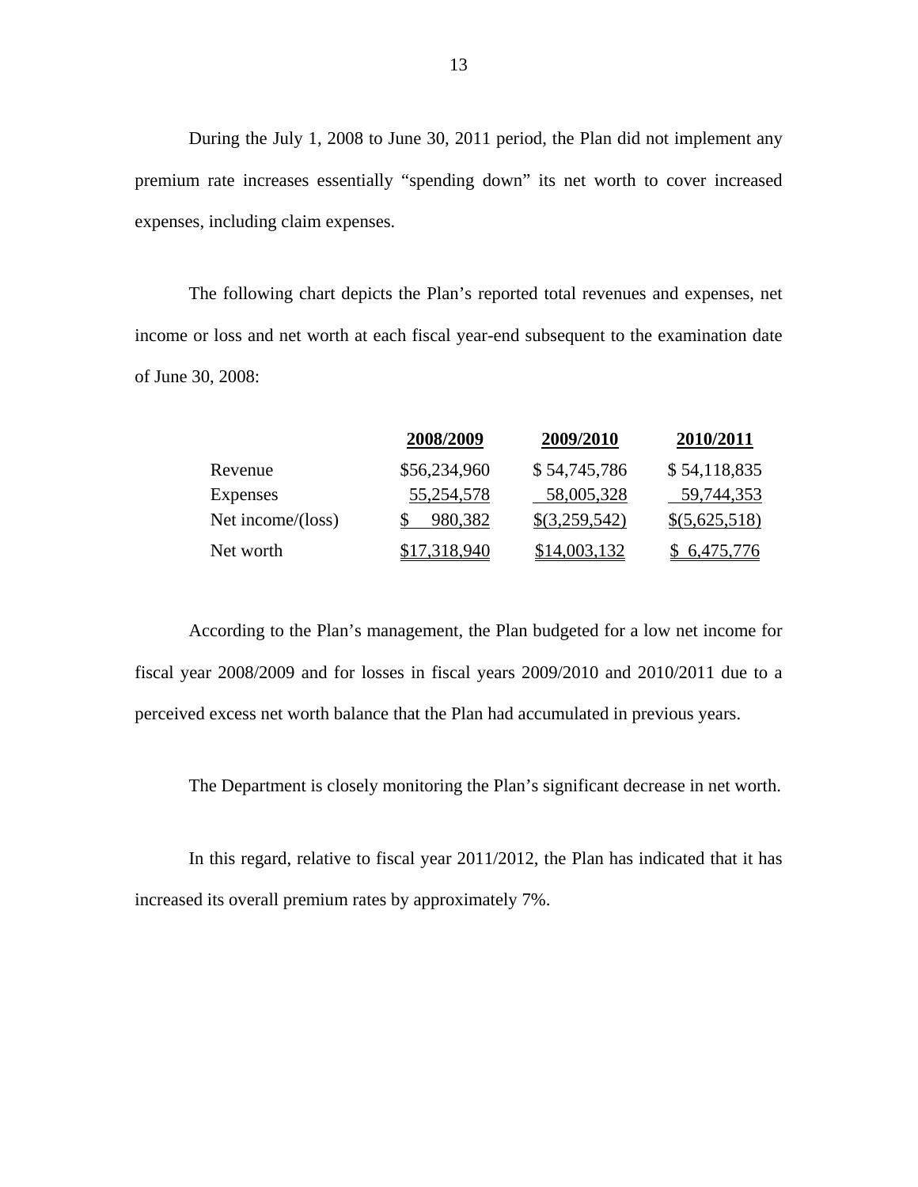During the July 1, 2008 to June 30, 2011 period, the Plan did not implement any premium rate increases essentially "spending down" its net worth to cover increased expenses, including claim expenses.

The following chart depicts the Plan's reported total revenues and expenses, net income or loss and net worth at each fiscal year-end subsequent to the examination date of June 30, 2008:

| | 2008/2009 | 2009/2010 | 2010/2011 |
|---|---|---|---|
| Revenue | $56,234,960 | $ 54,745,786 | $ 54,118,835 |
| Expenses | 55,254,578 | 58,005,328 | 59,744,353 |
| Net income/(loss) | $ 980,382 | $(3,259,542) | $(5,625,518) |
| Net worth | $17,318,940 | $14,003,132 | $ 6,475,776 |

According to the Plan's management, the Plan budgeted for a low net income for fiscal year 2008/2009 and for losses in fiscal years 2009/2010 and 2010/2011 due to a perceived excess net worth balance that the Plan had accumulated in previous years.

The Department is closely monitoring the Plan's significant decrease in net worth.

In this regard, relative to fiscal year 2011/2012, the Plan has indicated that it has increased its overall premium rates by approximately 7%.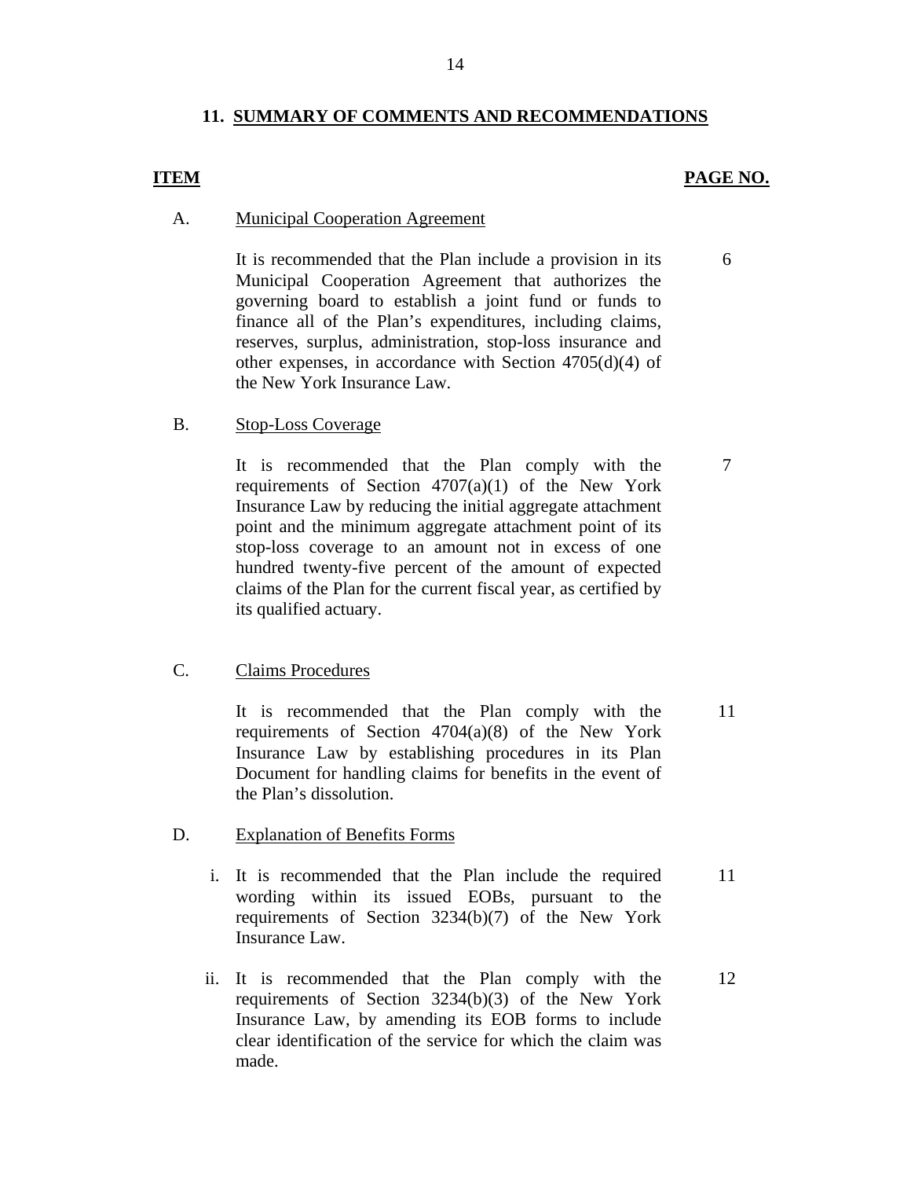## 11. SUMMARY OF COMMENTS AND RECOMMENDATIONS

| ITEM | | PAGE NO. |
|---|---|---|
| A. | Municipal Cooperation Agreement | |
| | It is recommended that the Plan include a provision in its Municipal Cooperation Agreement that authorizes the governing board to establish a joint fund or funds to finance all of the Plan's expenditures, including claims, reserves, surplus, administration, stop-loss insurance and other expenses, in accordance with Section 4705(d)(4) of the New York Insurance Law. | 6 |
| B. | Stop-Loss Coverage | |
| | It is recommended that the Plan comply with the requirements of Section 4707(a)(1) of the New York Insurance Law by reducing the initial aggregate attachment point and the minimum aggregate attachment point of its stop-loss coverage to an amount not in excess of one hundred twenty-five percent of the amount of expected claims of the Plan for the current fiscal year, as certified by its qualified actuary. | 7 |
| C. | Claims Procedures | |
| | It is recommended that the Plan comply with the requirements of Section 4704(a)(8) of the New York Insurance Law by establishing procedures in its Plan Document for handling claims for benefits in the event of the Plan's dissolution. | 11 |
| D. | Explanation of Benefits Forms | |
| | i. It is recommended that the Plan include the required wording within its issued EOBs, pursuant to the requirements of Section 3234(b)(7) of the New York Insurance Law. | 11 |
| | ii. It is recommended that the Plan comply with the requirements of Section 3234(b)(3) of the New York Insurance Law, by amending its EOB forms to include clear identification of the service for which the claim was made. | 12 |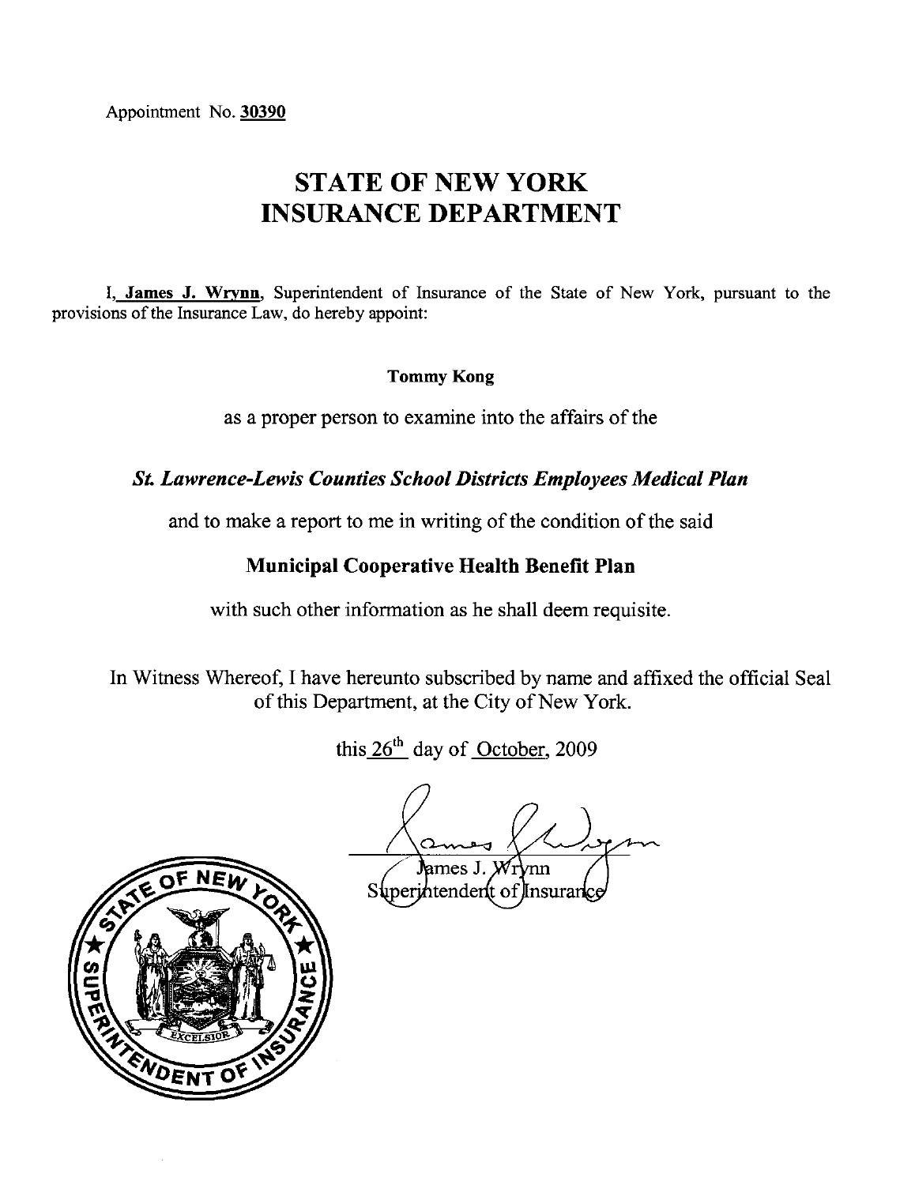Appointment No. **30390**

# STATE OF NEW YORK
# INSURANCE DEPARTMENT

I, **James J. Wrynn**, Superintendent of Insurance of the State of New York, pursuant to the provisions of the Insurance Law, do hereby appoint:

**Tommy Kong**

as a proper person to examine into the affairs of the

***St. Lawrence-Lewis Counties School Districts Employees Medical Plan***

and to make a report to me in writing of the condition of the said

**Municipal Cooperative Health Benefit Plan**

with such other information as he shall deem requisite.

In Witness Whereof, I have hereunto subscribed by name and affixed the official Seal of this Department, at the City of New York.

this 26th day of October, 2009

James J. Wrynn
Superintendent of Insurance

STATE OF NEW YORK ★ SUPERINTENDENT OF INSURANCE ★ EXCELSIOR